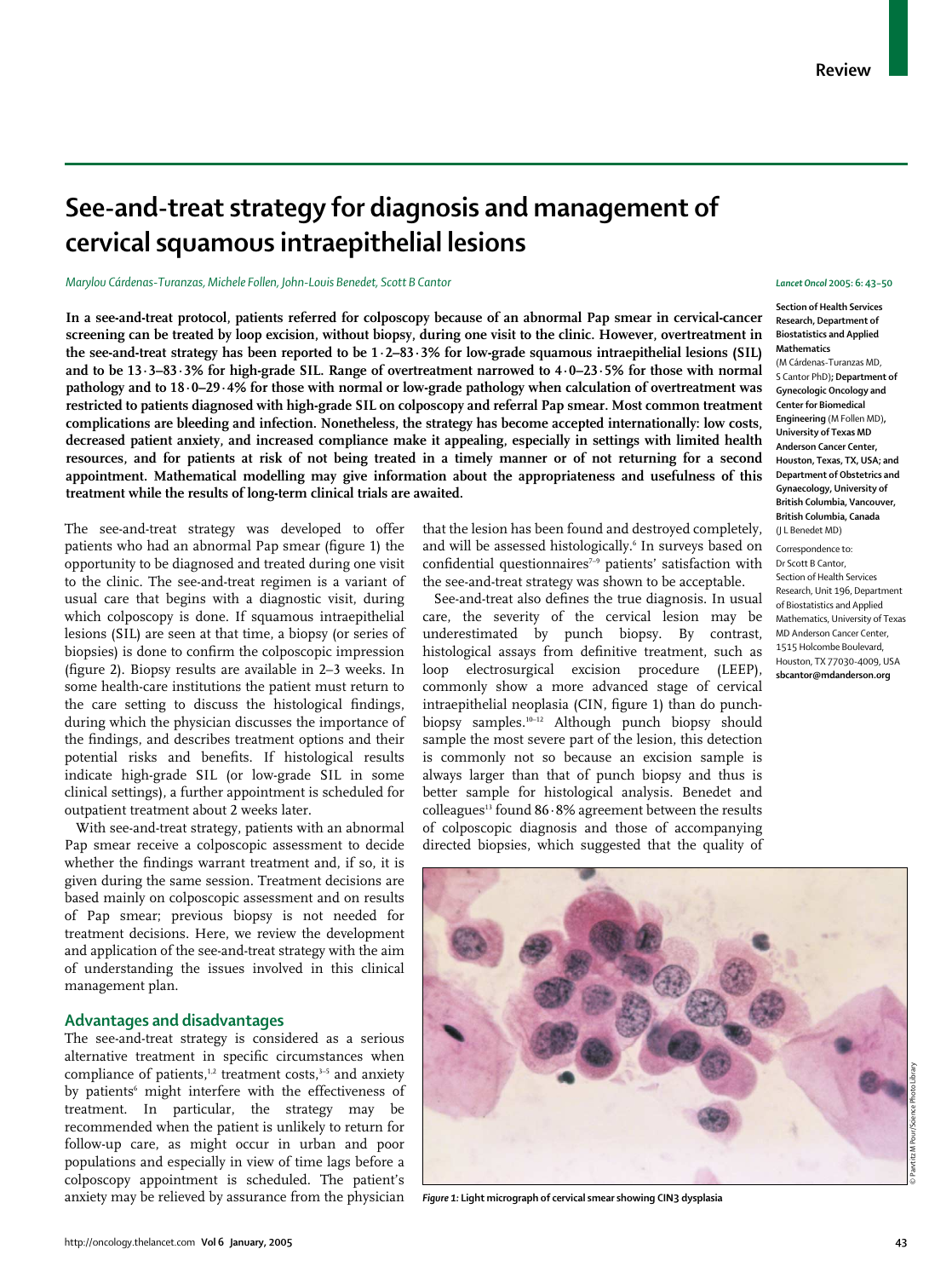# See-and-treat strategy for diagnosis and management of cervical squamous intraepithelial lesions

*Marylou Cárdenas-Turanzas, Michele Follen, John-Louis Benedet, Scott B Cantor*

**In a see-and-treat protocol, patients referred for colposcopy because of an abnormal Pap smear in cervical-cancer screening can be treated by loop excision, without biopsy, during one visit to the clinic. However, overtreatment in the see-and-treat strategy has been reported to be 1·2–83·3% for low-grade squamous intraepithelial lesions (SIL) and to be 13·3–83·3% for high-grade SIL. Range of overtreatment narrowed to 4·0–23·5% for those with normal pathology and to 18·0–29·4% for those with normal or low-grade pathology when calculation of overtreatment was restricted to patients diagnosed with high-grade SIL on colposcopy and referral Pap smear. Most common treatment complications are bleeding and infection. Nonetheless, the strategy has become accepted internationally: low costs, decreased patient anxiety, and increased compliance make it appealing, especially in settings with limited health resources, and for patients at risk of not being treated in a timely manner or of not returning for a second appointment. Mathematical modelling may give information about the appropriateness and usefulness of this treatment while the results of long-term clinical trials are awaited.**

*Lancet Oncol* 2005; 6: 43–50

**Section of Health Services Research, Department of Biostatistics and Applied Mathematics** (M Cárdenas-Turanzas MD, S Cantor PhD); **Department of Gynecologic Oncology and Center for Biomedical Engineering** (M Follen MD), **University of Texas MD Anderson Cancer Center, Houston, Texas, TX, USA; and Department of Obstetrics and Gynaecology, University of British Columbia, Vancouver, British Columbia, Canada** (J L Benedet MD)

Correspondence to: Dr Scott B Cantor, Section of Health Services Research, Unit 196, Department of Biostatistics and Applied Mathematics, University of Texas MD Anderson Cancer Center, 1515 Holcombe Boulevard, Houston, TX 77030-4009, USA **sbcantor@mdanderson.org**

The see-and-treat strategy was developed to offer patients who had an abnormal Pap smear (figure 1) the opportunity to be diagnosed and treated during one visit to the clinic. The see-and-treat regimen is a variant of usual care that begins with a diagnostic visit, during which colposcopy is done. If squamous intraepithelial lesions (SIL) are seen at that time, a biopsy (or series of biopsies) is done to confirm the colposcopic impression (figure 2). Biopsy results are available in 2–3 weeks. In some health-care institutions the patient must return to the care setting to discuss the histological findings, during which the physician discusses the importance of the findings, and describes treatment options and their potential risks and benefits. If histological results indicate high-grade SIL (or low-grade SIL in some clinical settings), a further appointment is scheduled for outpatient treatment about 2 weeks later.

With see-and-treat strategy, patients with an abnormal Pap smear receive a colposcopic assessment to decide whether the findings warrant treatment and, if so, it is given during the same session. Treatment decisions are based mainly on colposcopic assessment and on results of Pap smear; previous biopsy is not needed for treatment decisions. Here, we review the development and application of the see-and-treat strategy with the aim of understanding the issues involved in this clinical management plan.

## Advantages and disadvantages

The see-and-treat strategy is considered as a serious alternative treatment in specific circumstances when compliance of patients,[1,2] treatment costs,[3–5] and anxiety by patients[6] might interfere with the effectiveness of treatment. In particular, the strategy may be recommended when the patient is unlikely to return for follow-up care, as might occur in urban and poor populations and especially in view of time lags before a colposcopy appointment is scheduled. The patient's anxiety may be relieved by assurance from the physician that the lesion has been found and destroyed completely, and will be assessed histologically.[6] In surveys based on confidential questionnaires[7–9] patients' satisfaction with the see-and-treat strategy was shown to be acceptable.

See-and-treat also defines the true diagnosis. In usual care, the severity of the cervical lesion may be underestimated by punch biopsy. By contrast, histological assays from definitive treatment, such as loop electrosurgical excision procedure (LEEP), commonly show a more advanced stage of cervical intraepithelial neoplasia (CIN, figure 1) than do punch-biopsy samples.[10–12] Although punch biopsy should sample the most severe part of the lesion, this detection is commonly not so because an excision sample is always larger than that of punch biopsy and thus is better sample for histological analysis. Benedet and colleagues[13] found 86·8% agreement between the results of colposcopic diagnosis and those of accompanying directed biopsies, which suggested that the quality of

© Parviz M Pour/Science Photo Library

*Figure 1:* **Light micrograph of cervical smear showing CIN3 dysplasia**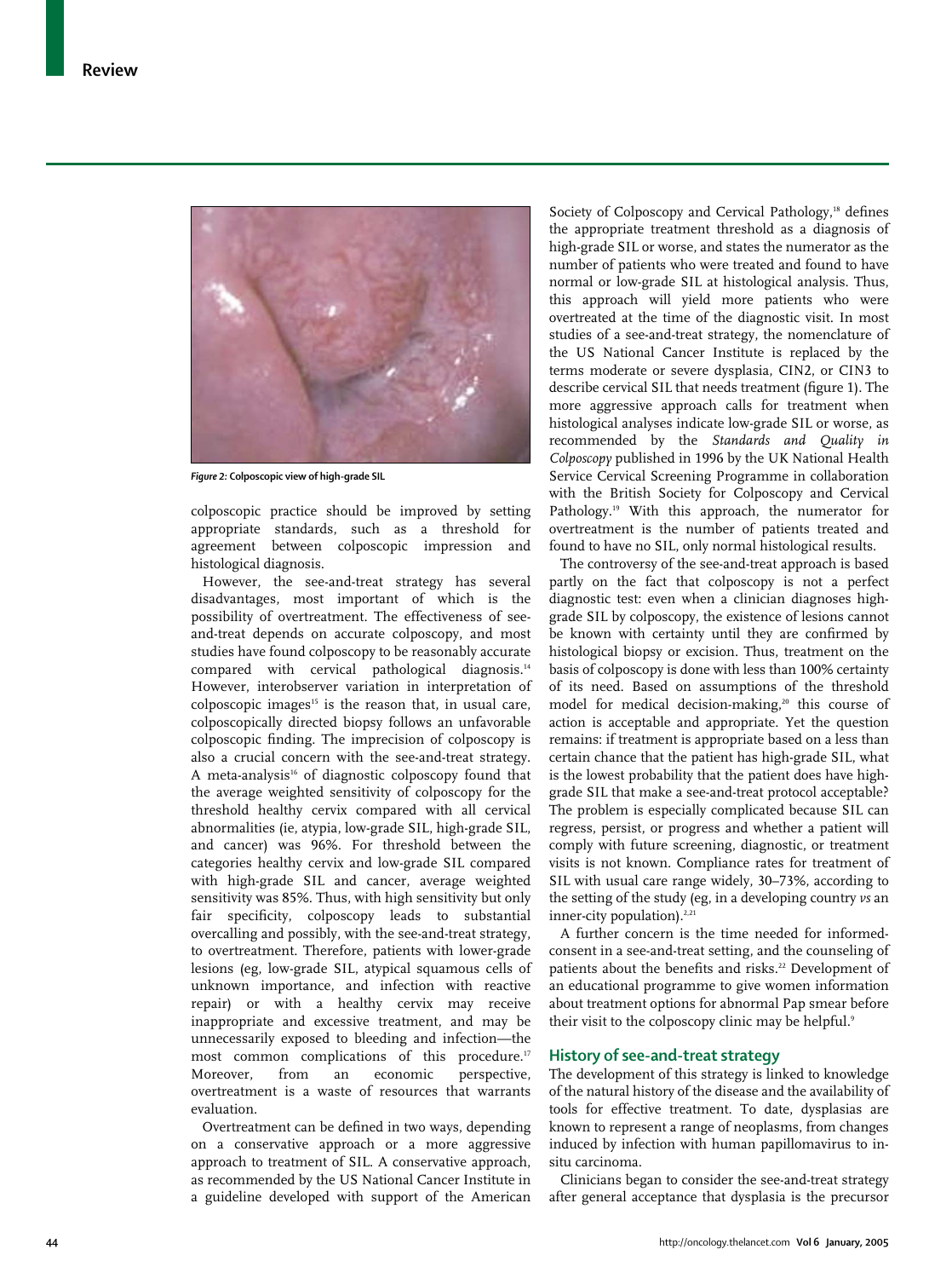Figure 2: Colposcopic view of high-grade SIL

colposcopic practice should be improved by setting appropriate standards, such as a threshold for agreement between colposcopic impression and histological diagnosis.

However, the see-and-treat strategy has several disadvantages, most important of which is the possibility of overtreatment. The effectiveness of see-and-treat depends on accurate colposcopy, and most studies have found colposcopy to be reasonably accurate compared with cervical pathological diagnosis.[14] However, interobserver variation in interpretation of colposcopic images[15] is the reason that, in usual care, colposcopically directed biopsy follows an unfavorable colposcopic finding. The imprecision of colposcopy is also a crucial concern with the see-and-treat strategy. A meta-analysis[16] of diagnostic colposcopy found that the average weighted sensitivity of colposcopy for the threshold healthy cervix compared with all cervical abnormalities (ie, atypia, low-grade SIL, high-grade SIL, and cancer) was 96%. For threshold between the categories healthy cervix and low-grade SIL compared with high-grade SIL and cancer, average weighted sensitivity was 85%. Thus, with high sensitivity but only fair specificity, colposcopy leads to substantial overcalling and possibly, with the see-and-treat strategy, to overtreatment. Therefore, patients with lower-grade lesions (eg, low-grade SIL, atypical squamous cells of unknown importance, and infection with reactive repair) or with a healthy cervix may receive inappropriate and excessive treatment, and may be unnecessarily exposed to bleeding and infection—the most common complications of this procedure.[17] Moreover, from an economic perspective, overtreatment is a waste of resources that warrants evaluation.

Overtreatment can be defined in two ways, depending on a conservative approach or a more aggressive approach to treatment of SIL. A conservative approach, as recommended by the US National Cancer Institute in a guideline developed with support of the American Society of Colposcopy and Cervical Pathology,[18] defines the appropriate treatment threshold as a diagnosis of high-grade SIL or worse, and states the numerator as the number of patients who were treated and found to have normal or low-grade SIL at histological analysis. Thus, this approach will yield more patients who were overtreated at the time of the diagnostic visit. In most studies of a see-and-treat strategy, the nomenclature of the US National Cancer Institute is replaced by the terms moderate or severe dysplasia, CIN2, or CIN3 to describe cervical SIL that needs treatment (figure 1). The more aggressive approach calls for treatment when histological analyses indicate low-grade SIL or worse, as recommended by the *Standards and Quality in Colposcopy* published in 1996 by the UK National Health Service Cervical Screening Programme in collaboration with the British Society for Colposcopy and Cervical Pathology.[19] With this approach, the numerator for overtreatment is the number of patients treated and found to have no SIL, only normal histological results.

The controversy of the see-and-treat approach is based partly on the fact that colposcopy is not a perfect diagnostic test: even when a clinician diagnoses high-grade SIL by colposcopy, the existence of lesions cannot be known with certainty until they are confirmed by histological biopsy or excision. Thus, treatment on the basis of colposcopy is done with less than 100% certainty of its need. Based on assumptions of the threshold model for medical decision-making,[20] this course of action is acceptable and appropriate. Yet the question remains: if treatment is appropriate based on a less than certain chance that the patient has high-grade SIL, what is the lowest probability that the patient does have high-grade SIL that make a see-and-treat protocol acceptable? The problem is especially complicated because SIL can regress, persist, or progress and whether a patient will comply with future screening, diagnostic, or treatment visits is not known. Compliance rates for treatment of SIL with usual care range widely, 30–73%, according to the setting of the study (eg, in a developing country *vs* an inner-city population).[2,21]

A further concern is the time needed for informed-consent in a see-and-treat setting, and the counseling of patients about the benefits and risks.[22] Development of an educational programme to give women information about treatment options for abnormal Pap smear before their visit to the colposcopy clinic may be helpful.[9]

## History of see-and-treat strategy

The development of this strategy is linked to knowledge of the natural history of the disease and the availability of tools for effective treatment. To date, dysplasias are known to represent a range of neoplasms, from changes induced by infection with human papillomavirus to in-situ carcinoma.

Clinicians began to consider the see-and-treat strategy after general acceptance that dysplasia is the precursor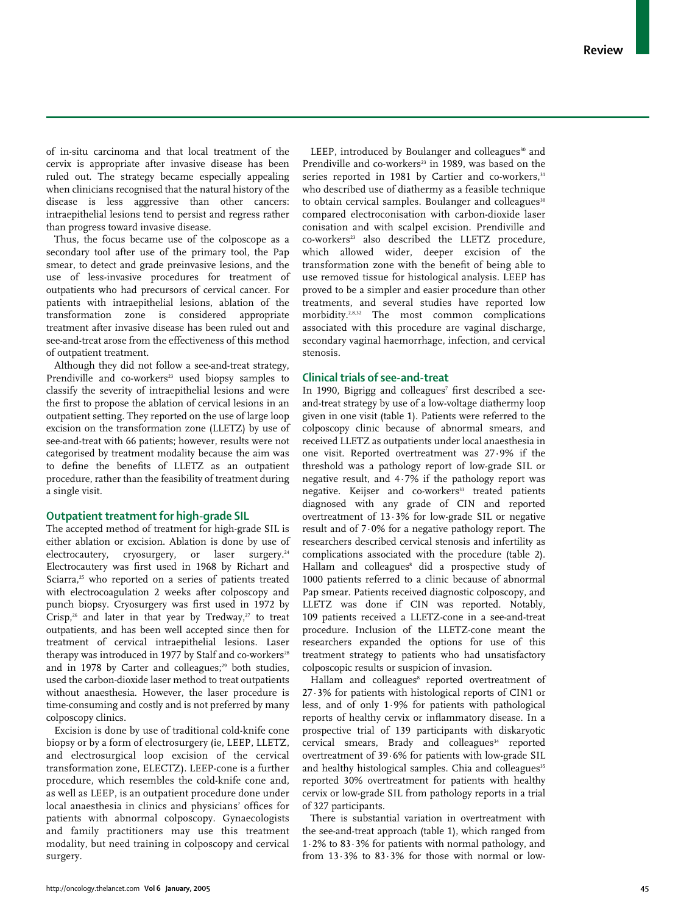of in-situ carcinoma and that local treatment of the cervix is appropriate after invasive disease has been ruled out. The strategy became especially appealing when clinicians recognised that the natural history of the disease is less aggressive than other cancers: intraepithelial lesions tend to persist and regress rather than progress toward invasive disease.

Thus, the focus became use of the colposcope as a secondary tool after use of the primary tool, the Pap smear, to detect and grade preinvasive lesions, and the use of less-invasive procedures for treatment of outpatients who had precursors of cervical cancer. For patients with intraepithelial lesions, ablation of the transformation zone is considered appropriate treatment after invasive disease has been ruled out and see-and-treat arose from the effectiveness of this method of outpatient treatment.

Although they did not follow a see-and-treat strategy, Prendiville and co-workers[23] used biopsy samples to classify the severity of intraepithelial lesions and were the first to propose the ablation of cervical lesions in an outpatient setting. They reported on the use of large loop excision on the transformation zone (LLETZ) by use of see-and-treat with 66 patients; however, results were not categorised by treatment modality because the aim was to define the benefits of LLETZ as an outpatient procedure, rather than the feasibility of treatment during a single visit.

## Outpatient treatment for high-grade SIL

The accepted method of treatment for high-grade SIL is either ablation or excision. Ablation is done by use of electrocautery, cryosurgery, or laser surgery.[24] Electrocautery was first used in 1968 by Richart and Sciarra,[25] who reported on a series of patients treated with electrocoagulation 2 weeks after colposcopy and punch biopsy. Cryosurgery was first used in 1972 by Crisp,[26] and later in that year by Tredway,[27] to treat outpatients, and has been well accepted since then for treatment of cervical intraepithelial lesions. Laser therapy was introduced in 1977 by Stalf and co-workers[28] and in 1978 by Carter and colleagues;[29] both studies, used the carbon-dioxide laser method to treat outpatients without anaesthesia. However, the laser procedure is time-consuming and costly and is not preferred by many colposcopy clinics.

Excision is done by use of traditional cold-knife cone biopsy or by a form of electrosurgery (ie, LEEP, LLETZ, and electrosurgical loop excision of the cervical transformation zone, ELECTZ). LEEP-cone is a further procedure, which resembles the cold-knife cone and, as well as LEEP, is an outpatient procedure done under local anaesthesia in clinics and physicians' offices for patients with abnormal colposcopy. Gynaecologists and family practitioners may use this treatment modality, but need training in colposcopy and cervical surgery.

LEEP, introduced by Boulanger and colleagues[30] and Prendiville and co-workers[23] in 1989, was based on the series reported in 1981 by Cartier and co-workers,[31] who described use of diathermy as a feasible technique to obtain cervical samples. Boulanger and colleagues[30] compared electroconisation with carbon-dioxide laser conisation and with scalpel excision. Prendiville and co-workers[23] also described the LLETZ procedure, which allowed wider, deeper excision of the transformation zone with the benefit of being able to use removed tissue for histological analysis. LEEP has proved to be a simpler and easier procedure than other treatments, and several studies have reported low morbidity.[2,8,32] The most common complications associated with this procedure are vaginal discharge, secondary vaginal haemorrhage, infection, and cervical stenosis.

## Clinical trials of see-and-treat

In 1990, Bigrigg and colleagues[7] first described a see-and-treat strategy by use of a low-voltage diathermy loop given in one visit (table 1). Patients were referred to the colposcopy clinic because of abnormal smears, and received LLETZ as outpatients under local anaesthesia in one visit. Reported overtreatment was 27·9% if the threshold was a pathology report of low-grade SIL or negative result, and 4·7% if the pathology report was negative. Keijser and co-workers[33] treated patients diagnosed with any grade of CIN and reported overtreatment of 13·3% for low-grade SIL or negative result and of 7·0% for a negative pathology report. The researchers described cervical stenosis and infertility as complications associated with the procedure (table 2). Hallam and colleagues[8] did a prospective study of 1000 patients referred to a clinic because of abnormal Pap smear. Patients received diagnostic colposcopy, and LLETZ was done if CIN was reported. Notably, 109 patients received a LLETZ-cone in a see-and-treat procedure. Inclusion of the LLETZ-cone meant the researchers expanded the options for use of this treatment strategy to patients who had unsatisfactory colposcopic results or suspicion of invasion.

Hallam and colleagues[8] reported overtreatment of 27·3% for patients with histological reports of CIN1 or less, and of only 1·9% for patients with pathological reports of healthy cervix or inflammatory disease. In a prospective trial of 139 participants with diskaryotic cervical smears, Brady and colleagues[34] reported overtreatment of 39·6% for patients with low-grade SIL and healthy histological samples. Chia and colleagues[35] reported 30% overtreatment for patients with healthy cervix or low-grade SIL from pathology reports in a trial of 327 participants.

There is substantial variation in overtreatment with the see-and-treat approach (table 1), which ranged from 1·2% to 83·3% for patients with normal pathology, and from 13·3% to 83·3% for those with normal or low-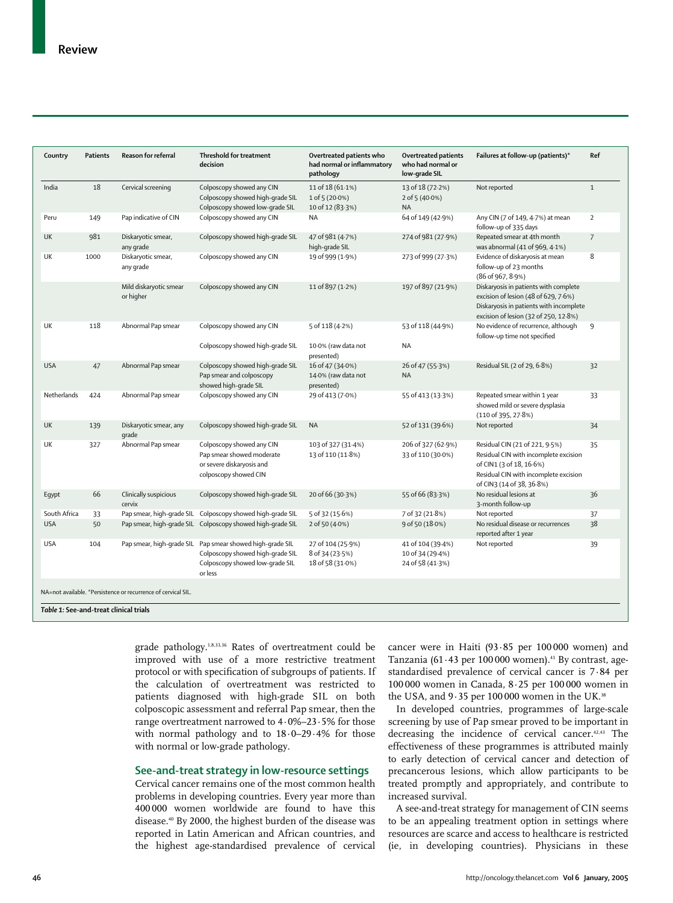| Country | Patients | Reason for referral | Threshold for treatment decision | Overtreated patients who had normal or inflammatory pathology | Overtreated patients who had normal or low-grade SIL | Failures at follow-up (patients)* | Ref |
|---|---|---|---|---|---|---|---|
| India | 18 | Cervical screening | Colposcopy showed any CIN<br>Colposcopy showed high-grade SIL<br>Colposcopy showed low-grade SIL | 11 of 18 (61·1%)<br>1 of 5 (20·0%)<br>10 of 12 (83·3%) | 13 of 18 (72·2%)<br>2 of 5 (40·0%)<br>NA | Not reported | 1 |
| Peru | 149 | Pap indicative of CIN | Colposcopy showed any CIN | NA | 64 of 149 (42·9%) | Any CIN (7 of 149, 4·7%) at mean follow-up of 335 days | 2 |
| UK | 981 | Diskaryotic smear, any grade | Colposcopy showed high-grade SIL | 47 of 981 (4·7%) high-grade SIL | 274 of 981 (27·9%) | Repeated smear at 4th month was abnormal (41 of 969, 4·1%) | 7 |
| UK | 1000 | Diskaryotic smear, any grade | Colposcopy showed any CIN | 19 of 999 (1·9%) | 273 of 999 (27·3%) | Evidence of diskaryosis at mean follow-up of 23 months (86 of 967, 8·9%) | 8 |
| | | Mild diskaryotic smear or higher | Colposcopy showed any CIN | 11 of 897 (1·2%) | 197 of 897 (21·9%) | Diskaryosis in patients with complete excision of lesion (48 of 629, 7·6%)<br>Diskaryosis in patients with incomplete excision of lesion (32 of 250, 12·8%) | |
| UK | 118 | Abnormal Pap smear | Colposcopy showed any CIN<br>Colposcopy showed high-grade SIL | 5 of 118 (4·2%)<br>10·0% (raw data not presented) | 53 of 118 (44·9%)<br>NA | No evidence of recurrence, although follow-up time not specified | 9 |
| USA | 47 | Abnormal Pap smear | Colposcopy showed high-grade SIL<br>Pap smear and colposcopy showed high-grade SIL | 16 of 47 (34·0%)<br>14·0% (raw data not presented) | 26 of 47 (55·3%)<br>NA | Residual SIL (2 of 29, 6·8%) | 32 |
| Netherlands | 424 | Abnormal Pap smear | Colposcopy showed any CIN | 29 of 413 (7·0%) | 55 of 413 (13·3%) | Repeated smear within 1 year showed mild or severe dysplasia (110 of 395, 27·8%) | 33 |
| UK | 139 | Diskaryotic smear, any grade | Colposcopy showed high-grade SIL | NA | 52 of 131 (39·6%) | Not reported | 34 |
| UK | 327 | Abnormal Pap smear | Colposcopy showed any CIN<br>Pap smear showed moderate or severe diskaryosis and colposcopy showed CIN | 103 of 327 (31·4%)<br>13 of 110 (11·8%) | 206 of 327 (62·9%)<br>33 of 110 (30·0%) | Residual CIN (21 of 221, 9·5%)<br>Residual CIN with incomplete excision of CIN1 (3 of 18, 16·6%)<br>Residual CIN with incomplete excision of CIN3 (14 of 38, 36·8%) | 35 |
| Egypt | 66 | Clinically suspicious cervix | Colposcopy showed high-grade SIL | 20 of 66 (30·3%) | 55 of 66 (83·3%) | No residual lesions at 3-month follow-up | 36 |
| South Africa | 33 | Pap smear, high-grade SIL | Colposcopy showed high-grade SIL | 5 of 32 (15·6%) | 7 of 32 (21·8%) | Not reported | 37 |
| USA | 50 | Pap smear, high-grade SIL | Colposcopy showed high-grade SIL | 2 of 50 (4·0%) | 9 of 50 (18·0%) | No residual disease or recurrences reported after 1 year | 38 |
| USA | 104 | Pap smear, high-grade SIL | Pap smear showed high-grade SIL<br>Colposcopy showed high-grade SIL<br>Colposcopy showed low-grade SIL or less | 27 of 104 (25·9%)<br>8 of 34 (23·5%)<br>18 of 58 (31·0%) | 41 of 104 (39·4%)<br>10 of 34 (29·4%)<br>24 of 58 (41·3%) | Not reported | 39 |

NA=not available. *Persistence or recurrence of cervical SIL.

*Table 1:* **See-and-treat clinical trials**

grade pathology.[1,8,33,36] Rates of overtreatment could be improved with use of a more restrictive treatment protocol or with specification of subgroups of patients. If the calculation of overtreatment was restricted to patients diagnosed with high-grade SIL on both colposcopic assessment and referral Pap smear, then the range overtreatment narrowed to 4·0%–23·5% for those with normal pathology and to 18·0–29·4% for those with normal or low-grade pathology.

## See-and-treat strategy in low-resource settings

Cervical cancer remains one of the most common health problems in developing countries. Every year more than 400 000 women worldwide are found to have this disease.[40] By 2000, the highest burden of the disease was reported in Latin American and African countries, and the highest age-standardised prevalence of cervical cancer were in Haiti (93·85 per 100 000 women) and Tanzania (61·43 per 100 000 women).[41] By contrast, age-standardised prevalence of cervical cancer is 7·84 per 100 000 women in Canada, 8·25 per 100 000 women in the USA, and 9·35 per 100 000 women in the UK.[38]

In developed countries, programmes of large-scale screening by use of Pap smear proved to be important in decreasing the incidence of cervical cancer.[42,43] The effectiveness of these programmes is attributed mainly to early detection of cervical cancer and detection of precancerous lesions, which allow participants to be treated promptly and appropriately, and contribute to increased survival.

A see-and-treat strategy for management of CIN seems to be an appealing treatment option in settings where resources are scarce and access to healthcare is restricted (ie, in developing countries). Physicians in these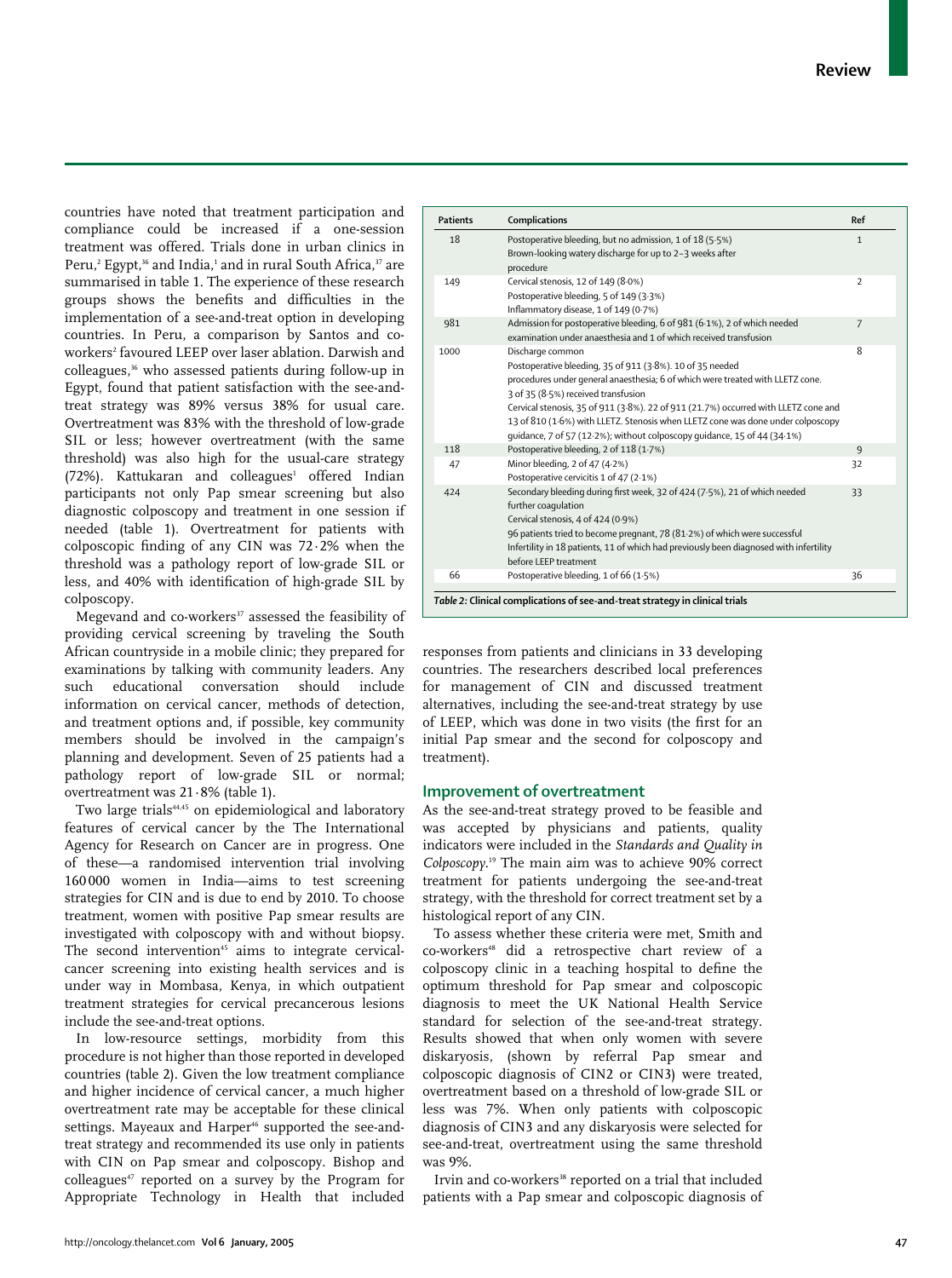countries have noted that treatment participation and compliance could be increased if a one-session treatment was offered. Trials done in urban clinics in Peru,[2] Egypt,[36] and India,[1] and in rural South Africa,[37] are summarised in table 1. The experience of these research groups shows the benefits and difficulties in the implementation of a see-and-treat option in developing countries. In Peru, a comparison by Santos and co-workers[2] favoured LEEP over laser ablation. Darwish and colleagues,[36] who assessed patients during follow-up in Egypt, found that patient satisfaction with the see-and-treat strategy was 89% versus 38% for usual care. Overtreatment was 83% with the threshold of low-grade SIL or less; however overtreatment (with the same threshold) was also high for the usual-care strategy (72%). Kattukaran and colleagues[1] offered Indian participants not only Pap smear screening but also diagnostic colposcopy and treatment in one session if needed (table 1). Overtreatment for patients with colposcopic finding of any CIN was 72·2% when the threshold was a pathology report of low-grade SIL or less, and 40% with identification of high-grade SIL by colposcopy.

Megevand and co-workers[37] assessed the feasibility of providing cervical screening by traveling the South African countryside in a mobile clinic; they prepared for examinations by talking with community leaders. Any such educational conversation should include information on cervical cancer, methods of detection, and treatment options and, if possible, key community members should be involved in the campaign's planning and development. Seven of 25 patients had a pathology report of low-grade SIL or normal; overtreatment was 21·8% (table 1).

Two large trials[44,45] on epidemiological and laboratory features of cervical cancer by the The International Agency for Research on Cancer are in progress. One of these—a randomised intervention trial involving 160 000 women in India—aims to test screening strategies for CIN and is due to end by 2010. To choose treatment, women with positive Pap smear results are investigated with colposcopy with and without biopsy. The second intervention[45] aims to integrate cervical-cancer screening into existing health services and is under way in Mombasa, Kenya, in which outpatient treatment strategies for cervical precancerous lesions include the see-and-treat options.

In low-resource settings, morbidity from this procedure is not higher than those reported in developed countries (table 2). Given the low treatment compliance and higher incidence of cervical cancer, a much higher overtreatment rate may be acceptable for these clinical settings. Mayeaux and Harper[46] supported the see-and-treat strategy and recommended its use only in patients with CIN on Pap smear and colposcopy. Bishop and colleagues[47] reported on a survey by the Program for Appropriate Technology in Health that included responses from patients and clinicians in 33 developing countries. The researchers described local preferences for management of CIN and discussed treatment alternatives, including the see-and-treat strategy by use of LEEP, which was done in two visits (the first for an initial Pap smear and the second for colposcopy and treatment).

| Patients | Complications | Ref |
|---|---|---|
| 18 | Postoperative bleeding, but no admission, 1 of 18 (5·5%)<br>Brown-looking watery discharge for up to 2–3 weeks after procedure | 1 |
| 149 | Cervical stenosis, 12 of 149 (8·0%)<br>Postoperative bleeding, 5 of 149 (3·3%)<br>Inflammatory disease, 1 of 149 (0·7%) | 2 |
| 981 | Admission for postoperative bleeding, 6 of 981 (6·1%), 2 of which needed examination under anaesthesia and 1 of which received transfusion | 7 |
| 1000 | Discharge common<br>Postoperative bleeding, 35 of 911 (3·8%). 10 of 35 needed procedures under general anaesthesia; 6 of which were treated with LLETZ cone. 3 of 35 (8·5%) received transfusion<br>Cervical stenosis, 35 of 911 (3·8%). 22 of 911 (21·7%) occurred with LLETZ cone and 13 of 810 (1·6%) with LLETZ. Stenosis when LLETZ cone was done under colposcopy guidance, 7 of 57 (12·2%); without colposcopy guidance, 15 of 44 (34·1%) | 8 |
| 118 | Postoperative bleeding, 2 of 118 (1·7%) | 9 |
| 47 | Minor bleeding, 2 of 47 (4·2%)<br>Postoperative cervicitis 1 of 47 (2·1%) | 32 |
| 424 | Secondary bleeding during first week, 32 of 424 (7·5%), 21 of which needed further coagulation<br>Cervical stenosis, 4 of 424 (0·9%)<br>96 patients tried to become pregnant, 78 (81·2%) of which were successful<br>Infertility in 18 patients, 11 of which had previously been diagnosed with infertility before LEEP treatment | 33 |
| 66 | Postoperative bleeding, 1 of 66 (1·5%) | 36 |

*Table 2:* **Clinical complications of see-and-treat strategy in clinical trials**

## Improvement of overtreatment

As the see-and-treat strategy proved to be feasible and was accepted by physicians and patients, quality indicators were included in the *Standards and Quality in Colposcopy*.[19] The main aim was to achieve 90% correct treatment for patients undergoing the see-and-treat strategy, with the threshold for correct treatment set by a histological report of any CIN.

To assess whether these criteria were met, Smith and co-workers[48] did a retrospective chart review of a colposcopy clinic in a teaching hospital to define the optimum threshold for Pap smear and colposcopic diagnosis to meet the UK National Health Service standard for selection of the see-and-treat strategy. Results showed that when only women with severe diskaryosis, (shown by referral Pap smear and colposcopic diagnosis of CIN2 or CIN3) were treated, overtreatment based on a threshold of low-grade SIL or less was 7%. When only patients with colposcopic diagnosis of CIN3 and any diskaryosis were selected for see-and-treat, overtreatment using the same threshold was 9%.

Irvin and co-workers[38] reported on a trial that included patients with a Pap smear and colposcopic diagnosis of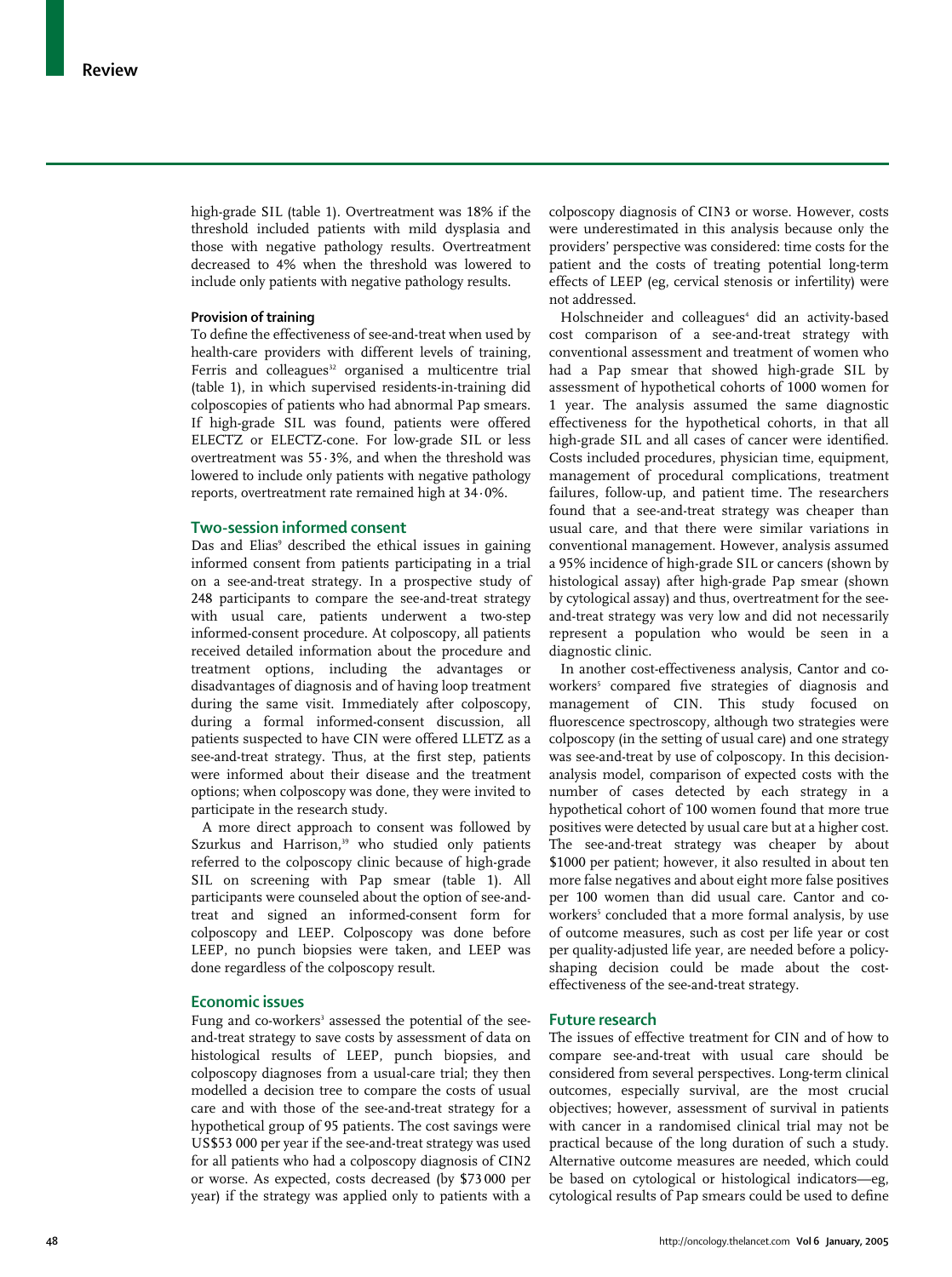high-grade SIL (table 1). Overtreatment was 18% if the threshold included patients with mild dysplasia and those with negative pathology results. Overtreatment decreased to 4% when the threshold was lowered to include only patients with negative pathology results.

### Provision of training

To define the effectiveness of see-and-treat when used by health-care providers with different levels of training, Ferris and colleagues[32] organised a multicentre trial (table 1), in which supervised residents-in-training did colposcopies of patients who had abnormal Pap smears. If high-grade SIL was found, patients were offered ELECTZ or ELECTZ-cone. For low-grade SIL or less overtreatment was 55·3%, and when the threshold was lowered to include only patients with negative pathology reports, overtreatment rate remained high at 34·0%.

## Two-session informed consent

Das and Elias[9] described the ethical issues in gaining informed consent from patients participating in a trial on a see-and-treat strategy. In a prospective study of 248 participants to compare the see-and-treat strategy with usual care, patients underwent a two-step informed-consent procedure. At colposcopy, all patients received detailed information about the procedure and treatment options, including the advantages or disadvantages of diagnosis and of having loop treatment during the same visit. Immediately after colposcopy, during a formal informed-consent discussion, all patients suspected to have CIN were offered LLETZ as a see-and-treat strategy. Thus, at the first step, patients were informed about their disease and the treatment options; when colposcopy was done, they were invited to participate in the research study.

A more direct approach to consent was followed by Szurkus and Harrison,[39] who studied only patients referred to the colposcopy clinic because of high-grade SIL on screening with Pap smear (table 1). All participants were counseled about the option of see-and-treat and signed an informed-consent form for colposcopy and LEEP. Colposcopy was done before LEEP, no punch biopsies were taken, and LEEP was done regardless of the colposcopy result.

## Economic issues

Fung and co-workers[3] assessed the potential of the see-and-treat strategy to save costs by assessment of data on histological results of LEEP, punch biopsies, and colposcopy diagnoses from a usual-care trial; they then modelled a decision tree to compare the costs of usual care and with those of the see-and-treat strategy for a hypothetical group of 95 patients. The cost savings were US$53 000 per year if the see-and-treat strategy was used for all patients who had a colposcopy diagnosis of CIN2 or worse. As expected, costs decreased (by $73 000 per year) if the strategy was applied only to patients with a colposcopy diagnosis of CIN3 or worse. However, costs were underestimated in this analysis because only the providers' perspective was considered: time costs for the patient and the costs of treating potential long-term effects of LEEP (eg, cervical stenosis or infertility) were not addressed.

Holschneider and colleagues[4] did an activity-based cost comparison of a see-and-treat strategy with conventional assessment and treatment of women who had a Pap smear that showed high-grade SIL by assessment of hypothetical cohorts of 1000 women for 1 year. The analysis assumed the same diagnostic effectiveness for the hypothetical cohorts, in that all high-grade SIL and all cases of cancer were identified. Costs included procedures, physician time, equipment, management of procedural complications, treatment failures, follow-up, and patient time. The researchers found that a see-and-treat strategy was cheaper than usual care, and that there were similar variations in conventional management. However, analysis assumed a 95% incidence of high-grade SIL or cancers (shown by histological assay) after high-grade Pap smear (shown by cytological assay) and thus, overtreatment for the see-and-treat strategy was very low and did not necessarily represent a population who would be seen in a diagnostic clinic.

In another cost-effectiveness analysis, Cantor and co-workers[5] compared five strategies of diagnosis and management of CIN. This study focused on fluorescence spectroscopy, although two strategies were colposcopy (in the setting of usual care) and one strategy was see-and-treat by use of colposcopy. In this decision-analysis model, comparison of expected costs with the number of cases detected by each strategy in a hypothetical cohort of 100 women found that more true positives were detected by usual care but at a higher cost. The see-and-treat strategy was cheaper by about $1000 per patient; however, it also resulted in about ten more false negatives and about eight more false positives per 100 women than did usual care. Cantor and co-workers[5] concluded that a more formal analysis, by use of outcome measures, such as cost per life year or cost per quality-adjusted life year, are needed before a policy-shaping decision could be made about the cost-effectiveness of the see-and-treat strategy.

## Future research

The issues of effective treatment for CIN and of how to compare see-and-treat with usual care should be considered from several perspectives. Long-term clinical outcomes, especially survival, are the most crucial objectives; however, assessment of survival in patients with cancer in a randomised clinical trial may not be practical because of the long duration of such a study. Alternative outcome measures are needed, which could be based on cytological or histological indicators—eg, cytological results of Pap smears could be used to define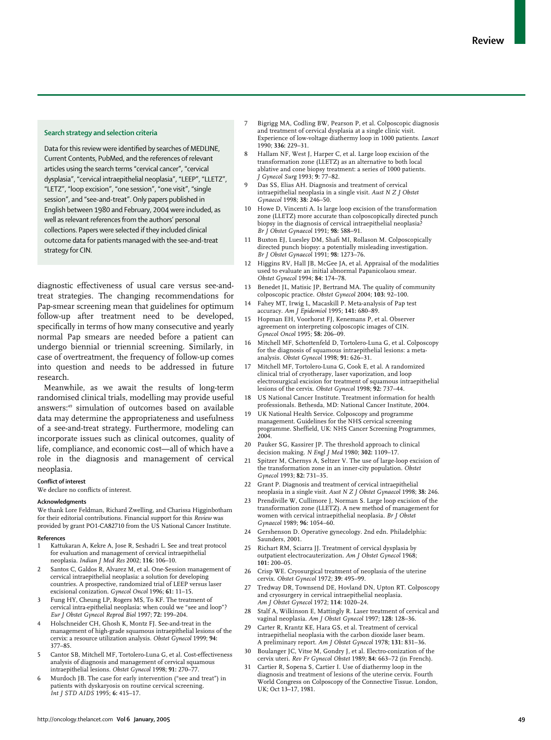### Search strategy and selection criteria

Data for this review were identified by searches of MEDLINE, Current Contents, PubMed, and the references of relevant articles using the search terms "cervical cancer", "cervical dysplasia", "cervical intraepithelial neoplasia", "LEEP", "LLETZ", "LETZ", "loop excision", "one session", "one visit", "single session", and "see-and-treat". Only papers published in English between 1980 and February, 2004 were included, as well as relevant references from the authors' personal collections. Papers were selected if they included clinical outcome data for patients managed with the see-and-treat strategy for CIN.

diagnostic effectiveness of usual care versus see-and-treat strategies. The changing recommendations for Pap-smear screening mean that guidelines for optimum follow-up after treatment need to be developed, specifically in terms of how many consecutive and yearly normal Pap smears are needed before a patient can undergo biennial or triennial screening. Similarly, in case of overtreatment, the frequency of follow-up comes into question and needs to be addressed in future research.

Meanwhile, as we await the results of long-term randomised clinical trials, modelling may provide useful answers:[49] simulation of outcomes based on available data may determine the appropriateness and usefulness of a see-and-treat strategy. Furthermore, modeling can incorporate issues such as clinical outcomes, quality of life, compliance, and economic cost—all of which have a role in the diagnosis and management of cervical neoplasia.

#### Conflict of interest

We declare no conflicts of interest.

#### Acknowledgments

We thank Lore Feldman, Richard Zwelling, and Charissa Higginbotham for their editorial contributions. Financial support for this *Review* was provided by grant PO1-CA82710 from the US National Cancer Institute.

#### References

1. Kattukaran A, Kekre A, Jose R, Seshadri L. See and treat protocol for evaluation and management of cervical intraepithelial neoplasia. *Indian J Med Res* 2002; **116:** 106–10.
2. Santos C, Galdos R, Alvarez M, et al. One-Session management of cervical intraepithelial neoplasia: a solution for developing countries. A prospective, randomized trial of LEEP versus laser excisional conization. *Gynecol Oncol* 1996; **61:** 11–15.
3. Fung HY, Cheung LP, Rogers MS, To KF. The treatment of cervical intra-epithelial neoplasia: when could we "see and loop"? *Eur J Obstet Gynecol Reprod Biol* 1997; **72:** 199–204.
4. Holschneider CH, Ghosh K, Montz FJ. See-and-treat in the management of high-grade squamous intraepithelial lesions of the cervix: a resource utilization analysis. *Obstet Gynecol* 1999; **94:** 377–85.
5. Cantor SB, Mitchell MF, Tortolero-Luna G, et al. Cost-effectiveness analysis of diagnosis and management of cervical squamous intraepithelial lesions. *Obstet Gynecol* 1998; **91:** 270–77.
6. Murdoch JB. The case for early intervention ("see and treat") in patients with dyskaryosis on routine cervical screening. *Int J STD AIDS* 1995; **6:** 415–17.
7. Bigrigg MA, Codling BW, Pearson P, et al. Colposcopic diagnosis and treatment of cervical dysplasia at a single clinic visit. Experience of low-voltage diathermy loop in 1000 patients. *Lancet* 1990; **336:** 229–31.
8. Hallam NF, West J, Harper C, et al. Large loop excision of the transformation zone (LLETZ) as an alternative to both local ablative and cone biopsy treatment: a series of 1000 patients. *J Gynecol Surg* 1993; **9:** 77–82.
9. Das SS, Elias AH. Diagnosis and treatment of cervical intraepithelial neoplasia in a single visit. *Aust N Z J Obstet Gynaecol* 1998; **38:** 246–50.
10. Howe D, Vincenti A. Is large loop excision of the transformation zone (LLETZ) more accurate than colposcopically directed punch biopsy in the diagnosis of cervical intraepithelial neoplasia? *Br J Obstet Gynaecol* 1991; **98:** 588–91.
11. Buxton EJ, Luesley DM, Shafi MI, Rollason M. Colposcopically directed punch biopsy: a potentially misleading investigation. *Br J Obstet Gynaecol* 1991; **98:** 1273–76.
12. Higgins RV, Hall JB, McGee JA, et al. Appraisal of the modalities used to evaluate an initial abnormal Papanicolaou smear. *Obstet Gynecol* 1994; **84:** 174–78.
13. Benedet JL, Matisic JP, Bertrand MA. The quality of community colposcopic practice. *Obstet Gynecol* 2004; **103:** 92–100.
14. Fahey MT, Irwig L, Macaskill P. Meta-analysis of Pap test accuracy. *Am J Epidemiol* 1995; **141:** 680–89.
15. Hopman EH, Voorhorst FJ, Kenemans P, et al. Observer agreement on interpreting colposcopic images of CIN. *Gynecol Oncol* 1995; **58:** 206–09.
16. Mitchell MF, Schottenfeld D, Tortolero-Luna G, et al. Colposcopy for the diagnosis of squamous intraepithelial lesions: a meta-analysis. *Obstet Gynecol* 1998; **91:** 626–31.
17. Mitchell MF, Tortolero-Luna G, Cook E, et al. A randomized clinical trial of cryotherapy, laser vaporization, and loop electrosurgical excision for treatment of squamous intraepithelial lesions of the cervix. *Obstet Gynecol* 1998; **92:** 737–44.
18. US National Cancer Institute. Treatment information for health professionals. Bethesda, MD: National Cancer Institute, 2004.
19. UK National Health Service. Colposcopy and programme management. Guidelines for the NHS cervical screening programme. Sheffield, UK: NHS Cancer Screening Programmes, 2004.
20. Pauker SG, Kassirer JP. The threshold approach to clinical decision making. *N Engl J Med* 1980; **302:** 1109–17.
21. Spitzer M, Chernys A, Seltzer V. The use of large-loop excision of the transformation zone in an inner-city population. *Obstet Gynecol* 1993; **82:** 731–35.
22. Grant P. Diagnosis and treatment of cervical intraepithelial neoplasia in a single visit. *Aust N Z J Obstet Gynaecol* 1998; **38:** 246.
23. Prendiville W, Cullimore J, Norman S. Large loop excision of the transformation zone (LLETZ). A new method of management for women with cervical intraepithelial neoplasia. *Br J Obstet Gynaecol* 1989; **96:** 1054–60.
24. Gershenson D. Operative gynecology. 2nd edn. Philadelphia: Saunders, 2001.
25. Richart RM, Sciarra JJ. Treatment of cervical dysplasia by outpatient electrocauterization. *Am J Obstet Gynecol* 1968; **101:** 200–05.
26. Crisp WE. Cryosurgical treatment of neoplasia of the uterine cervix. *Obstet Gynecol* 1972; **39:** 495–99.
27. Tredway DR, Townsend DE, Hovland DN, Upton RT. Colposcopy and cryosurgery in cervical intraepithelial neoplasia. *Am J Obstet Gynecol* 1972; **114:** 1020–24.
28. Stalf A, Wilkinson E, Mattingly R. Laser treatment of cervical and vaginal neoplasia. *Am J Obstet Gynecol* 1997; **128:** 128–36.
29. Carter R, Krantz KE, Hara GS, et al. Treatment of cervical intraepithelial neoplasia with the carbon dioxide laser beam. A preliminary report. *Am J Obstet Gynecol* 1978; **131:** 831–36.
30. Boulanger JC, Vitse M, Gondry J, et al. Electro-conization of the cervix uteri. *Rev Fr Gynecol Obstet* 1989; **84:** 663–72 (in French).
31. Cartier R, Sopena S, Cartier I. Use of diathermy loop in the diagnosis and treatment of lesions of the uterine cervix. Fourth World Congress on Colposcopy of the Connective Tissue. London, UK; Oct 13–17, 1981.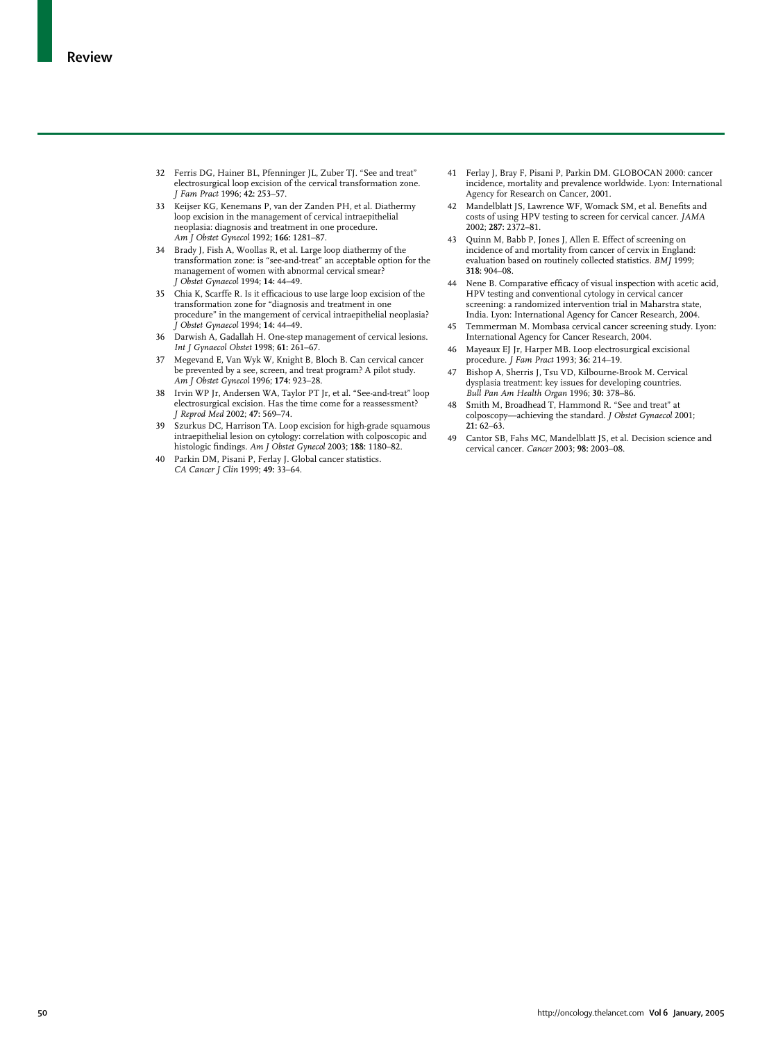32 Ferris DG, Hainer BL, Pfenninger JL, Zuber TJ. "See and treat" electrosurgical loop excision of the cervical transformation zone. *J Fam Pract* 1996; **42:** 253–57.

33 Keijser KG, Kenemans P, van der Zanden PH, et al. Diathermy loop excision in the management of cervical intraepithelial neoplasia: diagnosis and treatment in one procedure. *Am J Obstet Gynecol* 1992; **166:** 1281–87.

34 Brady J, Fish A, Woollas R, et al. Large loop diathermy of the transformation zone: is "see-and-treat" an acceptable option for the management of women with abnormal cervical smear? *J Obstet Gynaecol* 1994; **14:** 44–49.

35 Chia K, Scarffe R. Is it efficacious to use large loop excision of the transformation zone for "diagnosis and treatment in one procedure" in the mangement of cervical intraepithelial neoplasia? *J Obstet Gynaecol* 1994; **14:** 44–49.

36 Darwish A, Gadallah H. One-step management of cervical lesions. *Int J Gynaecol Obstet* 1998; **61:** 261–67.

37 Megevand E, Van Wyk W, Knight B, Bloch B. Can cervical cancer be prevented by a see, screen, and treat program? A pilot study. *Am J Obstet Gynecol* 1996; **174:** 923–28.

38 Irvin WP Jr, Andersen WA, Taylor PT Jr, et al. "See-and-treat" loop electrosurgical excision. Has the time come for a reassessment? *J Reprod Med* 2002; **47:** 569–74.

39 Szurkus DC, Harrison TA. Loop excision for high-grade squamous intraepithelial lesion on cytology: correlation with colposcopic and histologic findings. *Am J Obstet Gynecol* 2003; **188:** 1180–82.

40 Parkin DM, Pisani P, Ferlay J. Global cancer statistics. *CA Cancer J Clin* 1999; **49:** 33–64.

41 Ferlay J, Bray F, Pisani P, Parkin DM. GLOBOCAN 2000: cancer incidence, mortality and prevalence worldwide. Lyon: International Agency for Research on Cancer, 2001.

42 Mandelblatt JS, Lawrence WF, Womack SM, et al. Benefits and costs of using HPV testing to screen for cervical cancer. *JAMA* 2002; **287:** 2372–81.

43 Quinn M, Babb P, Jones J, Allen E. Effect of screening on incidence of and mortality from cancer of cervix in England: evaluation based on routinely collected statistics. *BMJ* 1999; **318:** 904–08.

44 Nene B. Comparative efficacy of visual inspection with acetic acid, HPV testing and conventional cytology in cervical cancer screening: a randomized intervention trial in Maharstra state, India. Lyon: International Agency for Cancer Research, 2004.

45 Temmerman M. Mombasa cervical cancer screening study. Lyon: International Agency for Cancer Research, 2004.

46 Mayeaux EJ Jr, Harper MB. Loop electrosurgical excisional procedure. *J Fam Pract* 1993; **36:** 214–19.

47 Bishop A, Sherris J, Tsu VD, Kilbourne-Brook M. Cervical dysplasia treatment: key issues for developing countries. *Bull Pan Am Health Organ* 1996; **30:** 378–86.

48 Smith M, Broadhead T, Hammond R. "See and treat" at colposcopy—achieving the standard. *J Obstet Gynaecol* 2001; **21:** 62–63.

49 Cantor SB, Fahs MC, Mandelblatt JS, et al. Decision science and cervical cancer. *Cancer* 2003; **98:** 2003–08.